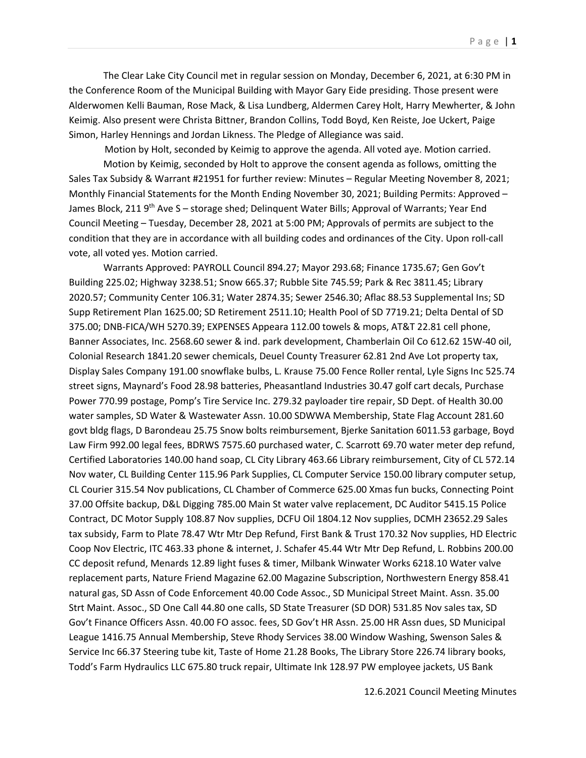The Clear Lake City Council met in regular session on Monday, December 6, 2021, at 6:30 PM in the Conference Room of the Municipal Building with Mayor Gary Eide presiding. Those present were Alderwomen Kelli Bauman, Rose Mack, & Lisa Lundberg, Aldermen Carey Holt, Harry Mewherter, & John Keimig. Also present were Christa Bittner, Brandon Collins, Todd Boyd, Ken Reiste, Joe Uckert, Paige Simon, Harley Hennings and Jordan Likness. The Pledge of Allegiance was said.

Motion by Holt, seconded by Keimig to approve the agenda. All voted aye. Motion carried.

Motion by Keimig, seconded by Holt to approve the consent agenda as follows, omitting the Sales Tax Subsidy & Warrant #21951 for further review: Minutes – Regular Meeting November 8, 2021; Monthly Financial Statements for the Month Ending November 30, 2021; Building Permits: Approved – James Block, 211 9th Ave S – storage shed; Delinquent Water Bills; Approval of Warrants; Year End Council Meeting – Tuesday, December 28, 2021 at 5:00 PM; Approvals of permits are subject to the condition that they are in accordance with all building codes and ordinances of the City. Upon roll-call vote, all voted yes. Motion carried.

Warrants Approved: PAYROLL Council 894.27; Mayor 293.68; Finance 1735.67; Gen Gov't Building 225.02; Highway 3238.51; Snow 665.37; Rubble Site 745.59; Park & Rec 3811.45; Library 2020.57; Community Center 106.31; Water 2874.35; Sewer 2546.30; Aflac 88.53 Supplemental Ins; SD Supp Retirement Plan 1625.00; SD Retirement 2511.10; Health Pool of SD 7719.21; Delta Dental of SD 375.00; DNB-FICA/WH 5270.39; EXPENSES Appeara 112.00 towels & mops, AT&T 22.81 cell phone, Banner Associates, Inc. 2568.60 sewer & ind. park development, Chamberlain Oil Co 612.62 15W-40 oil, Colonial Research 1841.20 sewer chemicals, Deuel County Treasurer 62.81 2nd Ave Lot property tax, Display Sales Company 191.00 snowflake bulbs, L. Krause 75.00 Fence Roller rental, Lyle Signs Inc 525.74 street signs, Maynard's Food 28.98 batteries, Pheasantland Industries 30.47 golf cart decals, Purchase Power 770.99 postage, Pomp's Tire Service Inc. 279.32 payloader tire repair, SD Dept. of Health 30.00 water samples, SD Water & Wastewater Assn. 10.00 SDWWA Membership, State Flag Account 281.60 govt bldg flags, D Barondeau 25.75 Snow bolts reimbursement, Bjerke Sanitation 6011.53 garbage, Boyd Law Firm 992.00 legal fees, BDRWS 7575.60 purchased water, C. Scarrott 69.70 water meter dep refund, Certified Laboratories 140.00 hand soap, CL City Library 463.66 Library reimbursement, City of CL 572.14 Nov water, CL Building Center 115.96 Park Supplies, CL Computer Service 150.00 library computer setup, CL Courier 315.54 Nov publications, CL Chamber of Commerce 625.00 Xmas fun bucks, Connecting Point 37.00 Offsite backup, D&L Digging 785.00 Main St water valve replacement, DC Auditor 5415.15 Police Contract, DC Motor Supply 108.87 Nov supplies, DCFU Oil 1804.12 Nov supplies, DCMH 23652.29 Sales tax subsidy, Farm to Plate 78.47 Wtr Mtr Dep Refund, First Bank & Trust 170.32 Nov supplies, HD Electric Coop Nov Electric, ITC 463.33 phone & internet, J. Schafer 45.44 Wtr Mtr Dep Refund, L. Robbins 200.00 CC deposit refund, Menards 12.89 light fuses & timer, Milbank Winwater Works 6218.10 Water valve replacement parts, Nature Friend Magazine 62.00 Magazine Subscription, Northwestern Energy 858.41 natural gas, SD Assn of Code Enforcement 40.00 Code Assoc., SD Municipal Street Maint. Assn. 35.00 Strt Maint. Assoc., SD One Call 44.80 one calls, SD State Treasurer (SD DOR) 531.85 Nov sales tax, SD Gov't Finance Officers Assn. 40.00 FO assoc. fees, SD Gov't HR Assn. 25.00 HR Assn dues, SD Municipal League 1416.75 Annual Membership, Steve Rhody Services 38.00 Window Washing, Swenson Sales & Service Inc 66.37 Steering tube kit, Taste of Home 21.28 Books, The Library Store 226.74 library books, Todd's Farm Hydraulics LLC 675.80 truck repair, Ultimate Ink 128.97 PW employee jackets, US Bank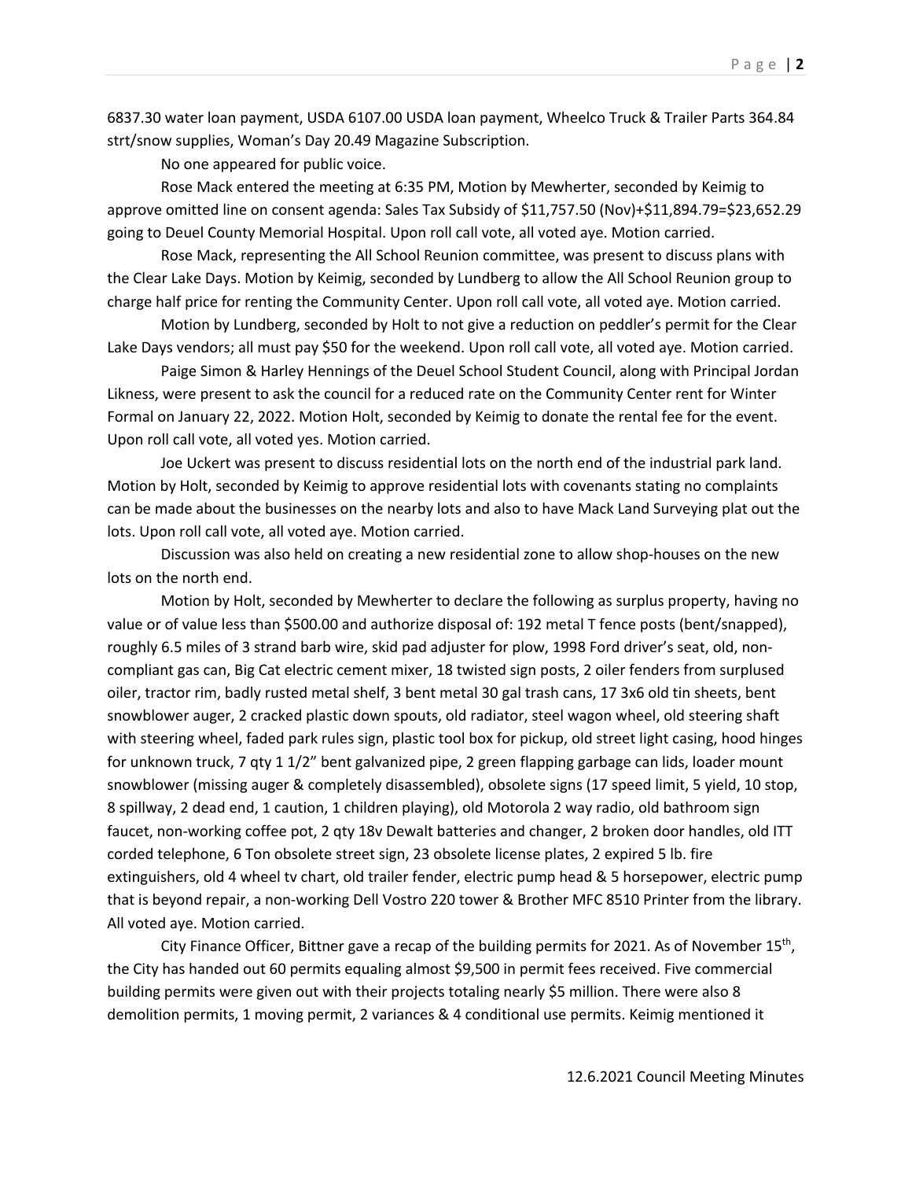6837.30 water loan payment, USDA 6107.00 USDA loan payment, Wheelco Truck & Trailer Parts 364.84 strt/snow supplies, Woman's Day 20.49 Magazine Subscription.

No one appeared for public voice.

Rose Mack entered the meeting at 6:35 PM, Motion by Mewherter, seconded by Keimig to approve omitted line on consent agenda: Sales Tax Subsidy of $11,757.50 (Nov)+$11,894.79=$23,652.29 going to Deuel County Memorial Hospital. Upon roll call vote, all voted aye. Motion carried.

Rose Mack, representing the All School Reunion committee, was present to discuss plans with the Clear Lake Days. Motion by Keimig, seconded by Lundberg to allow the All School Reunion group to charge half price for renting the Community Center. Upon roll call vote, all voted aye. Motion carried.

Motion by Lundberg, seconded by Holt to not give a reduction on peddler's permit for the Clear Lake Days vendors; all must pay $50 for the weekend. Upon roll call vote, all voted aye. Motion carried.

Paige Simon & Harley Hennings of the Deuel School Student Council, along with Principal Jordan Likness, were present to ask the council for a reduced rate on the Community Center rent for Winter Formal on January 22, 2022. Motion Holt, seconded by Keimig to donate the rental fee for the event. Upon roll call vote, all voted yes. Motion carried.

Joe Uckert was present to discuss residential lots on the north end of the industrial park land. Motion by Holt, seconded by Keimig to approve residential lots with covenants stating no complaints can be made about the businesses on the nearby lots and also to have Mack Land Surveying plat out the lots. Upon roll call vote, all voted aye. Motion carried.

Discussion was also held on creating a new residential zone to allow shop-houses on the new lots on the north end.

Motion by Holt, seconded by Mewherter to declare the following as surplus property, having no value or of value less than $500.00 and authorize disposal of: 192 metal T fence posts (bent/snapped), roughly 6.5 miles of 3 strand barb wire, skid pad adjuster for plow, 1998 Ford driver's seat, old, non-compliant gas can, Big Cat electric cement mixer, 18 twisted sign posts, 2 oiler fenders from surplused oiler, tractor rim, badly rusted metal shelf, 3 bent metal 30 gal trash cans, 17 3x6 old tin sheets, bent snowblower auger, 2 cracked plastic down spouts, old radiator, steel wagon wheel, old steering shaft with steering wheel, faded park rules sign, plastic tool box for pickup, old street light casing, hood hinges for unknown truck, 7 qty 1 1/2" bent galvanized pipe, 2 green flapping garbage can lids, loader mount snowblower (missing auger & completely disassembled), obsolete signs (17 speed limit, 5 yield, 10 stop, 8 spillway, 2 dead end, 1 caution, 1 children playing), old Motorola 2 way radio, old bathroom sign faucet, non-working coffee pot, 2 qty 18v Dewalt batteries and changer, 2 broken door handles, old ITT corded telephone, 6 Ton obsolete street sign, 23 obsolete license plates, 2 expired 5 lb. fire extinguishers, old 4 wheel tv chart, old trailer fender, electric pump head & 5 horsepower, electric pump that is beyond repair, a non-working Dell Vostro 220 tower & Brother MFC 8510 Printer from the library. All voted aye. Motion carried.

City Finance Officer, Bittner gave a recap of the building permits for 2021. As of November 15th, the City has handed out 60 permits equaling almost $9,500 in permit fees received. Five commercial building permits were given out with their projects totaling nearly $5 million. There were also 8 demolition permits, 1 moving permit, 2 variances & 4 conditional use permits. Keimig mentioned it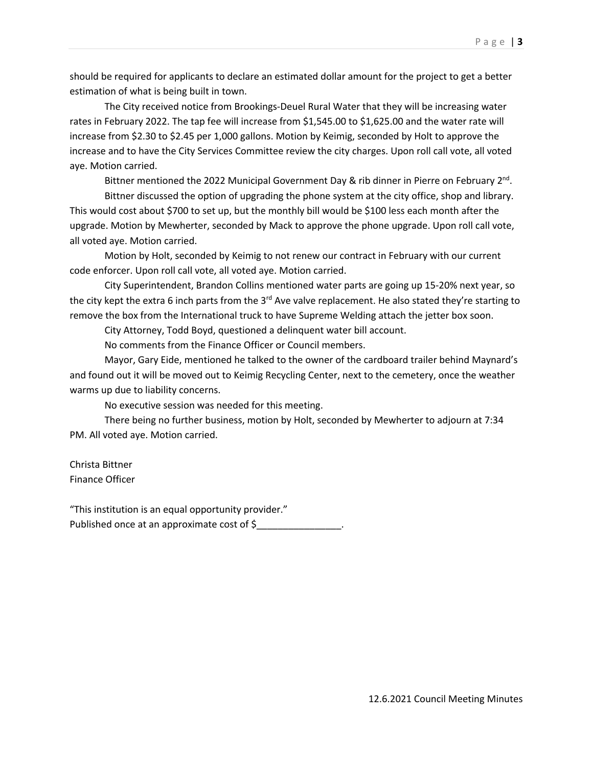should be required for applicants to declare an estimated dollar amount for the project to get a better estimation of what is being built in town.

The City received notice from Brookings-Deuel Rural Water that they will be increasing water rates in February 2022. The tap fee will increase from $1,545.00 to $1,625.00 and the water rate will increase from $2.30 to $2.45 per 1,000 gallons. Motion by Keimig, seconded by Holt to approve the increase and to have the City Services Committee review the city charges. Upon roll call vote, all voted aye. Motion carried.

Bittner mentioned the 2022 Municipal Government Day & rib dinner in Pierre on February 2nd.

Bittner discussed the option of upgrading the phone system at the city office, shop and library. This would cost about $700 to set up, but the monthly bill would be $100 less each month after the upgrade. Motion by Mewherter, seconded by Mack to approve the phone upgrade. Upon roll call vote, all voted aye. Motion carried.

Motion by Holt, seconded by Keimig to not renew our contract in February with our current code enforcer. Upon roll call vote, all voted aye. Motion carried.

City Superintendent, Brandon Collins mentioned water parts are going up 15-20% next year, so the city kept the extra 6 inch parts from the 3rd Ave valve replacement. He also stated they're starting to remove the box from the International truck to have Supreme Welding attach the jetter box soon.

City Attorney, Todd Boyd, questioned a delinquent water bill account.

No comments from the Finance Officer or Council members.

Mayor, Gary Eide, mentioned he talked to the owner of the cardboard trailer behind Maynard's and found out it will be moved out to Keimig Recycling Center, next to the cemetery, once the weather warms up due to liability concerns.

No executive session was needed for this meeting.

There being no further business, motion by Holt, seconded by Mewherter to adjourn at 7:34 PM. All voted aye. Motion carried.

Christa Bittner  
Finance Officer

"This institution is an equal opportunity provider."  
Published once at an approximate cost of $________________.

12.6.2021 Council Meeting Minutes